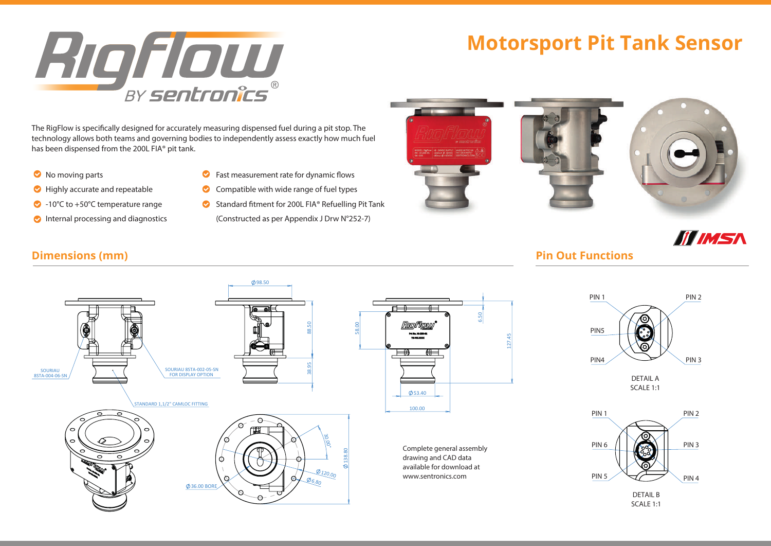# RigFlow BY sentronics®

# Motorsport Pit Tank Sensor

The RigFlow is specifically designed for accurately measuring dispensed fuel during a pit stop. The technology allows both teams and governing bodies to independently assess exactly how much fuel has been dispensed from the 200L FIA® pit tank.

- No moving parts
- Highly accurate and repeatable
- -10°C to +50°C temperature range
- Internal processing and diagnostics
- Fast measurement rate for dynamic flows
- Compatible with wide range of fuel types
- Standard fitment for 200L FIA® Refuelling Pit Tank (Constructed as per Appendix J Drw N°252-7)

IMSA

## Dimensions (mm)

SOURIAU 8STA-004-06-SN

SOURIAU 8STA-002-05-SN FOR DISPLAY OPTION

STANDARD 1,1/2" CAMLOC FITTING

Ø98.50

88.50

38.95

58.00

6.50

127.45

Ø53.40

100.00

30.00°

Ø138.80

Ø120.00

Ø6.80

Ø36.00 BORE

Complete general assembly drawing and CAD data available for download at www.sentronics.com

## Pin Out Functions

PIN 1, PIN 2, PIN5, PIN4, PIN 3

DETAIL A
SCALE 1:1

PIN 1, PIN 2, PIN 6, PIN 3, PIN 5, PIN 4

DETAIL B
SCALE 1:1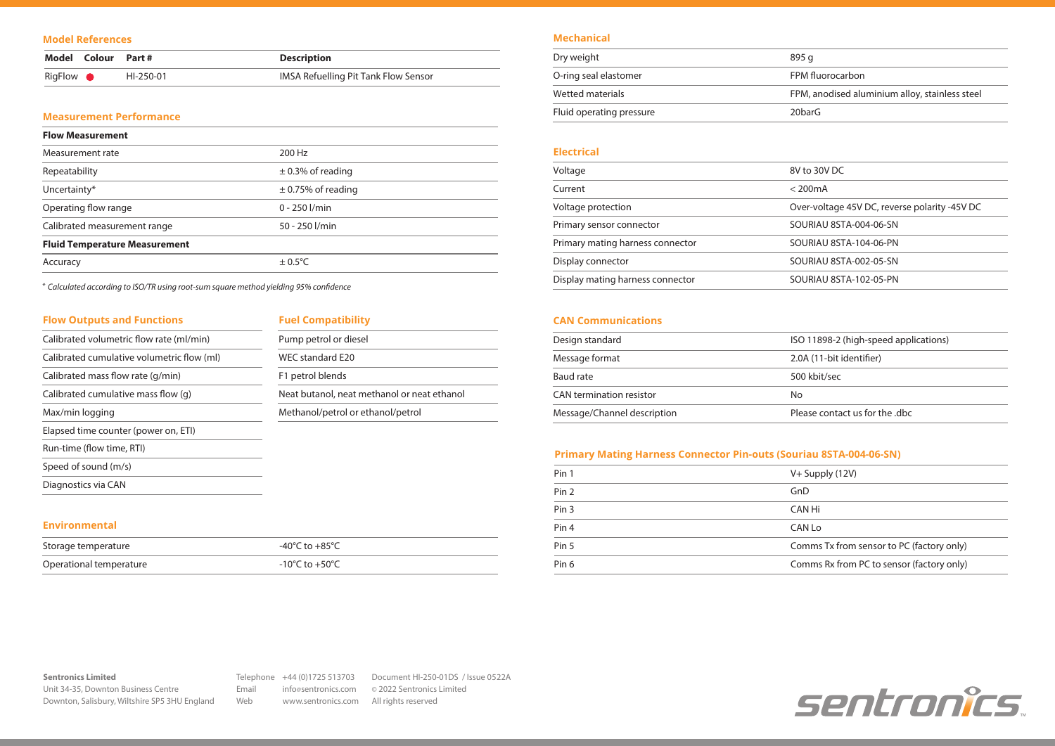## Model References

| Model | Colour | Part # | Description |
|---|---|---|---|
| RigFlow | ● | HI-250-01 | IMSA Refuelling Pit Tank Flow Sensor |

## Measurement Performance

| | |
|---|---|
| **Flow Measurement** | |
| Measurement rate | 200 Hz |
| Repeatability | ± 0.3% of reading |
| Uncertainty* | ± 0.75% of reading |
| Operating flow range | 0 - 250 l/min |
| Calibrated measurement range | 50 - 250 l/min |
| **Fluid Temperature Measurement** | |
| Accuracy | ± 0.5°C |

\* *Calculated according to ISO/TR using root-sum square method yielding 95% confidence*

## Flow Outputs and Functions

| |
|---|
| Calibrated volumetric flow rate (ml/min) |
| Calibrated cumulative volumetric flow (ml) |
| Calibrated mass flow rate (g/min) |
| Calibrated cumulative mass flow (g) |
| Max/min logging |
| Elapsed time counter (power on, ETI) |
| Run-time (flow time, RTI) |
| Speed of sound (m/s) |
| Diagnostics via CAN |

## Fuel Compatibility

| |
|---|
| Pump petrol or diesel |
| WEC standard E20 |
| F1 petrol blends |
| Neat butanol, neat methanol or neat ethanol |
| Methanol/petrol or ethanol/petrol |

## Environmental

| | |
|---|---|
| Storage temperature | -40°C to +85°C |
| Operational temperature | -10°C to +50°C |

## Mechanical

| | |
|---|---|
| Dry weight | 895 g |
| O-ring seal elastomer | FPM fluorocarbon |
| Wetted materials | FPM, anodised aluminium alloy, stainless steel |
| Fluid operating pressure | 20barG |

## Electrical

| | |
|---|---|
| Voltage | 8V to 30V DC |
| Current | < 200mA |
| Voltage protection | Over-voltage 45V DC, reverse polarity -45V DC |
| Primary sensor connector | SOURIAU 8STA-004-06-SN |
| Primary mating harness connector | SOURIAU 8STA-104-06-PN |
| Display connector | SOURIAU 8STA-002-05-SN |
| Display mating harness connector | SOURIAU 8STA-102-05-PN |

## CAN Communications

| | |
|---|---|
| Design standard | ISO 11898-2 (high-speed applications) |
| Message format | 2.0A (11-bit identifier) |
| Baud rate | 500 kbit/sec |
| CAN termination resistor | No |
| Message/Channel description | Please contact us for the .dbc |

## Primary Mating Harness Connector Pin-outs (Souriau 8STA-004-06-SN)

| | |
|---|---|
| Pin 1 | V+ Supply (12V) |
| Pin 2 | GnD |
| Pin 3 | CAN Hi |
| Pin 4 | CAN Lo |
| Pin 5 | Comms Tx from sensor to PC (factory only) |
| Pin 6 | Comms Rx from PC to sensor (factory only) |

**Sentronics Limited**
Unit 34-35, Downton Business Centre
Downton, Salisbury, Wiltshire SP5 3HU England

Telephone +44 (0)1725 513703
Email info@sentronics.com
Web www.sentronics.com

Document HI-250-01DS / Issue 0522A
© 2022 Sentronics Limited
All rights reserved

sentronics™